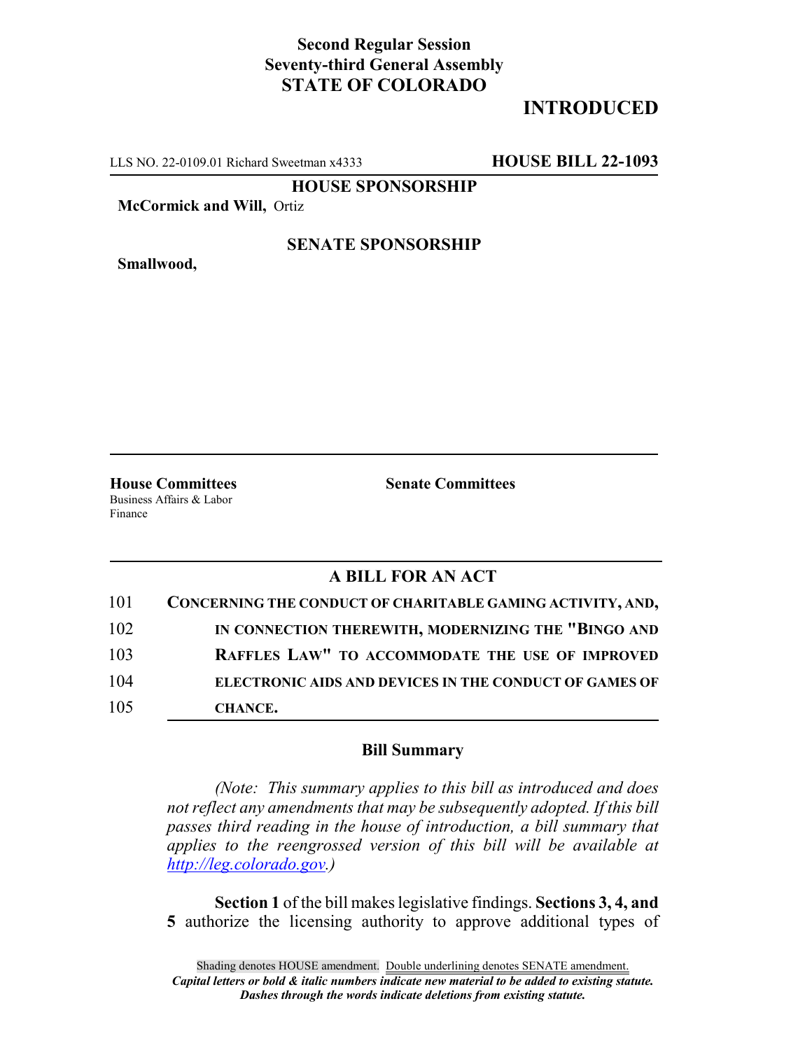**Second Regular Session**
**Seventy-third General Assembly**
**STATE OF COLORADO**

# INTRODUCED

LLS NO. 22-0109.01 Richard Sweetman x4333 **HOUSE BILL 22-1093**

**HOUSE SPONSORSHIP**

**McCormick and Will,** Ortiz

**SENATE SPONSORSHIP**

**Smallwood,**

**House Committees**
Business Affairs & Labor
Finance

**Senate Committees**

## A BILL FOR AN ACT

101 **CONCERNING THE CONDUCT OF CHARITABLE GAMING ACTIVITY, AND,**
102 **IN CONNECTION THEREWITH, MODERNIZING THE "BINGO AND**
103 **RAFFLES LAW" TO ACCOMMODATE THE USE OF IMPROVED**
104 **ELECTRONIC AIDS AND DEVICES IN THE CONDUCT OF GAMES OF**
105 **CHANCE.**

### Bill Summary

*(Note: This summary applies to this bill as introduced and does not reflect any amendments that may be subsequently adopted. If this bill passes third reading in the house of introduction, a bill summary that applies to the reengrossed version of this bill will be available at http://leg.colorado.gov.)*

**Section 1** of the bill makes legislative findings. **Sections 3, 4, and 5** authorize the licensing authority to approve additional types of

Shading denotes HOUSE amendment. Double underlining denotes SENATE amendment.
*Capital letters or bold & italic numbers indicate new material to be added to existing statute.*
*Dashes through the words indicate deletions from existing statute.*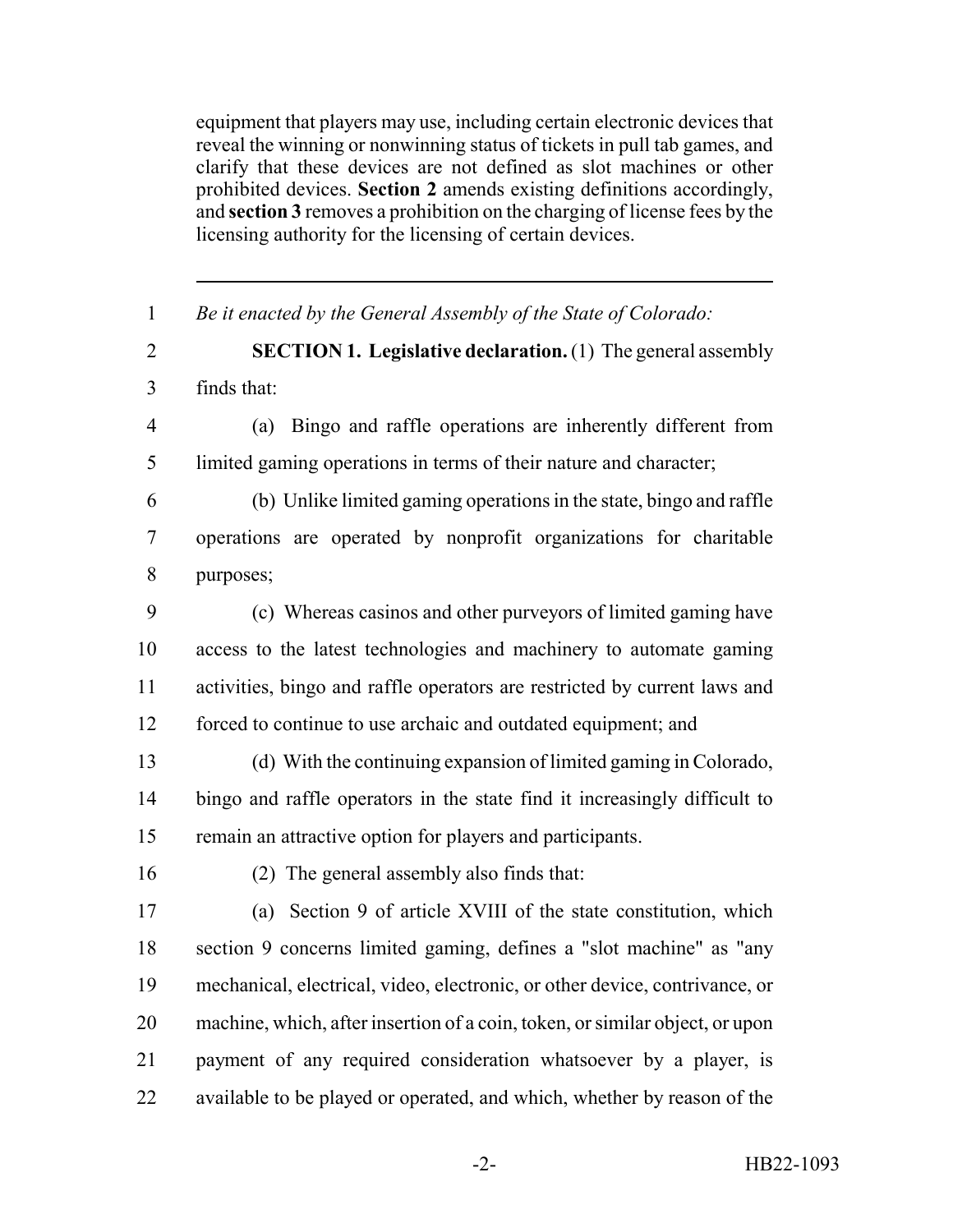equipment that players may use, including certain electronic devices that reveal the winning or nonwinning status of tickets in pull tab games, and clarify that these devices are not defined as slot machines or other prohibited devices. **Section 2** amends existing definitions accordingly, and **section 3** removes a prohibition on the charging of license fees by the licensing authority for the licensing of certain devices.

---

1 *Be it enacted by the General Assembly of the State of Colorado:*

2 **SECTION 1. Legislative declaration.** (1) The general assembly
3 finds that:

4 (a) Bingo and raffle operations are inherently different from
5 limited gaming operations in terms of their nature and character;

6 (b) Unlike limited gaming operations in the state, bingo and raffle
7 operations are operated by nonprofit organizations for charitable
8 purposes;

9 (c) Whereas casinos and other purveyors of limited gaming have
10 access to the latest technologies and machinery to automate gaming
11 activities, bingo and raffle operators are restricted by current laws and
12 forced to continue to use archaic and outdated equipment; and

13 (d) With the continuing expansion of limited gaming in Colorado,
14 bingo and raffle operators in the state find it increasingly difficult to
15 remain an attractive option for players and participants.

16 (2) The general assembly also finds that:

17 (a) Section 9 of article XVIII of the state constitution, which
18 section 9 concerns limited gaming, defines a "slot machine" as "any
19 mechanical, electrical, video, electronic, or other device, contrivance, or
20 machine, which, after insertion of a coin, token, or similar object, or upon
21 payment of any required consideration whatsoever by a player, is
22 available to be played or operated, and which, whether by reason of the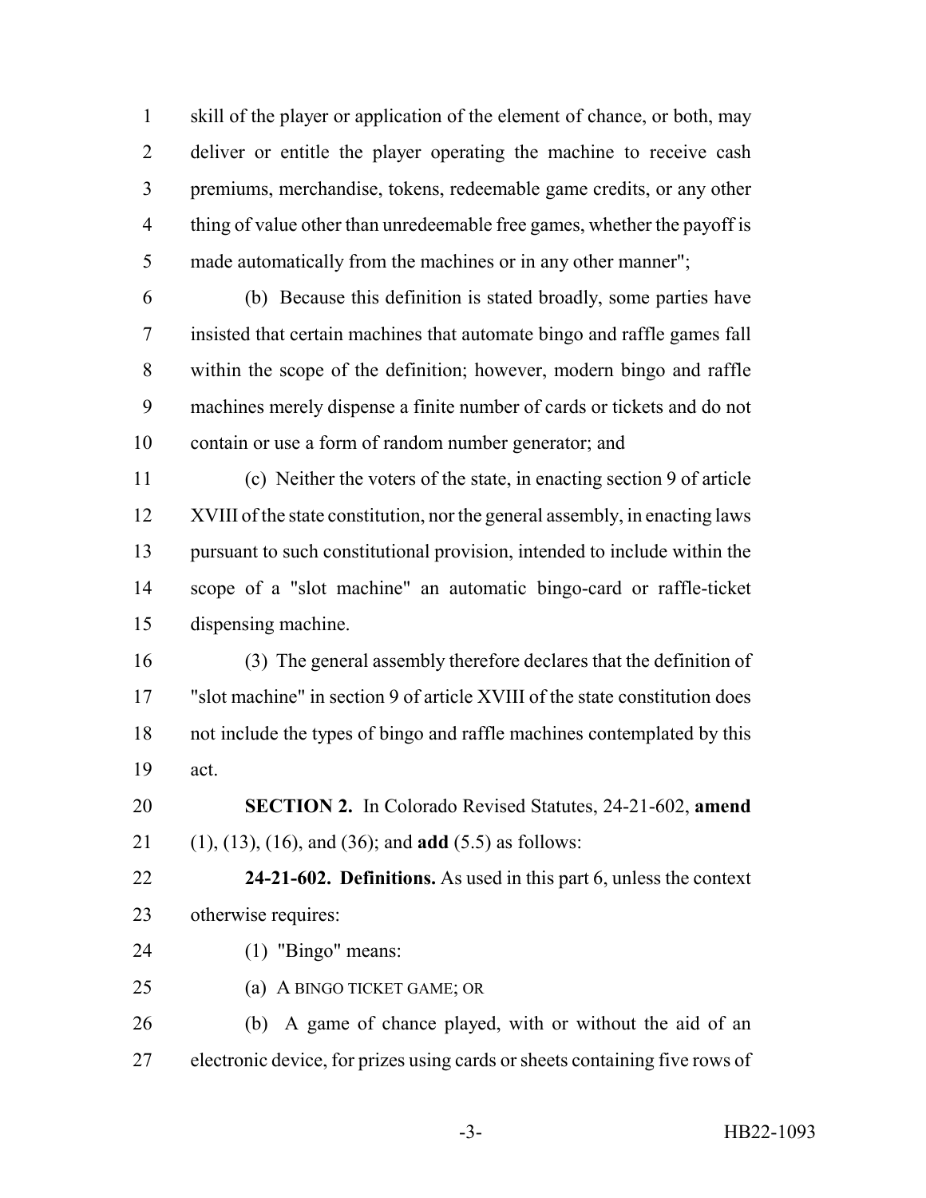skill of the player or application of the element of chance, or both, may deliver or entitle the player operating the machine to receive cash premiums, merchandise, tokens, redeemable game credits, or any other thing of value other than unredeemable free games, whether the payoff is made automatically from the machines or in any other manner";

(b) Because this definition is stated broadly, some parties have insisted that certain machines that automate bingo and raffle games fall within the scope of the definition; however, modern bingo and raffle machines merely dispense a finite number of cards or tickets and do not contain or use a form of random number generator; and

(c) Neither the voters of the state, in enacting section 9 of article XVIII of the state constitution, nor the general assembly, in enacting laws pursuant to such constitutional provision, intended to include within the scope of a "slot machine" an automatic bingo-card or raffle-ticket dispensing machine.

(3) The general assembly therefore declares that the definition of "slot machine" in section 9 of article XVIII of the state constitution does not include the types of bingo and raffle machines contemplated by this act.

**SECTION 2.** In Colorado Revised Statutes, 24-21-602, **amend** (1), (13), (16), and (36); and **add** (5.5) as follows:

**24-21-602. Definitions.** As used in this part 6, unless the context otherwise requires:

(1) "Bingo" means:

(a) A BINGO TICKET GAME; OR

(b) A game of chance played, with or without the aid of an electronic device, for prizes using cards or sheets containing five rows of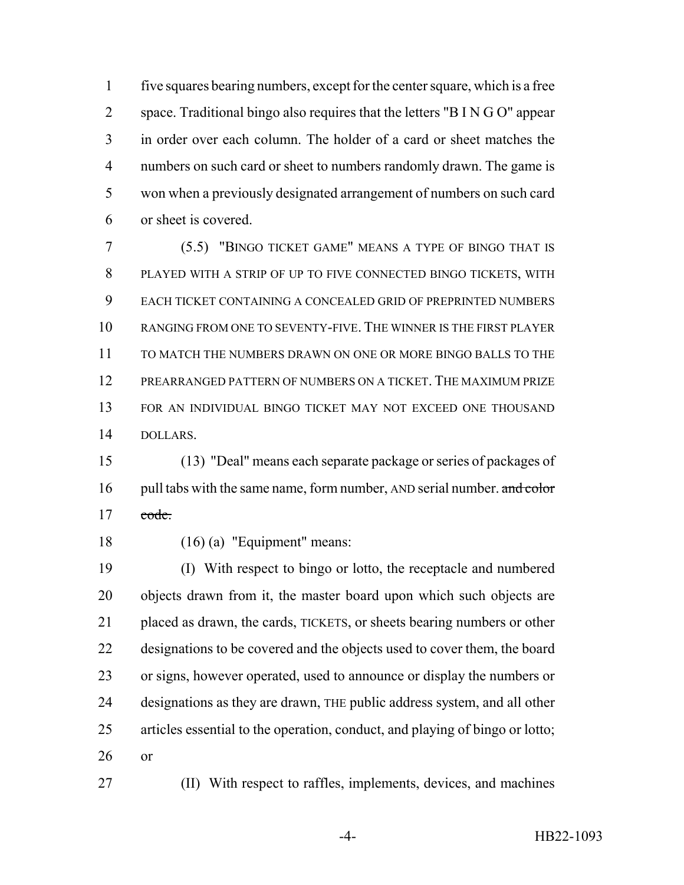five squares bearing numbers, except for the center square, which is a free space. Traditional bingo also requires that the letters "B I N G O" appear in order over each column. The holder of a card or sheet matches the numbers on such card or sheet to numbers randomly drawn. The game is won when a previously designated arrangement of numbers on such card or sheet is covered.

(5.5) "BINGO TICKET GAME" MEANS A TYPE OF BINGO THAT IS PLAYED WITH A STRIP OF UP TO FIVE CONNECTED BINGO TICKETS, WITH EACH TICKET CONTAINING A CONCEALED GRID OF PREPRINTED NUMBERS RANGING FROM ONE TO SEVENTY-FIVE. THE WINNER IS THE FIRST PLAYER TO MATCH THE NUMBERS DRAWN ON ONE OR MORE BINGO BALLS TO THE PREARRANGED PATTERN OF NUMBERS ON A TICKET. THE MAXIMUM PRIZE FOR AN INDIVIDUAL BINGO TICKET MAY NOT EXCEED ONE THOUSAND DOLLARS.

(13) "Deal" means each separate package or series of packages of pull tabs with the same name, form number, AND serial number. ~~and color code.~~

(16) (a) "Equipment" means:

(I) With respect to bingo or lotto, the receptacle and numbered objects drawn from it, the master board upon which such objects are placed as drawn, the cards, TICKETS, or sheets bearing numbers or other designations to be covered and the objects used to cover them, the board or signs, however operated, used to announce or display the numbers or designations as they are drawn, THE public address system, and all other articles essential to the operation, conduct, and playing of bingo or lotto; or

(II) With respect to raffles, implements, devices, and machines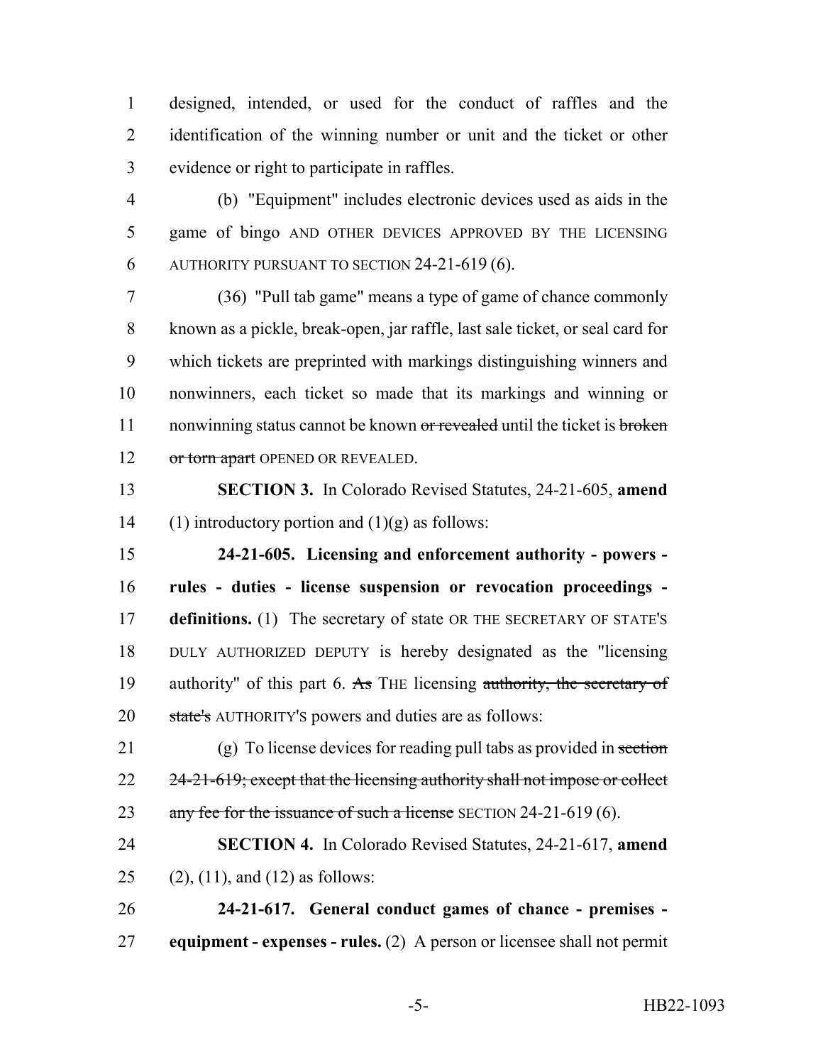designed, intended, or used for the conduct of raffles and the identification of the winning number or unit and the ticket or other evidence or right to participate in raffles.

(b) "Equipment" includes electronic devices used as aids in the game of bingo AND OTHER DEVICES APPROVED BY THE LICENSING AUTHORITY PURSUANT TO SECTION 24-21-619 (6).

(36) "Pull tab game" means a type of game of chance commonly known as a pickle, break-open, jar raffle, last sale ticket, or seal card for which tickets are preprinted with markings distinguishing winners and nonwinners, each ticket so made that its markings and winning or nonwinning status cannot be known ~~or revealed~~ until the ticket is ~~broken or torn apart~~ OPENED OR REVEALED.

**SECTION 3.** In Colorado Revised Statutes, 24-21-605, **amend** (1) introductory portion and (1)(g) as follows:

**24-21-605. Licensing and enforcement authority - powers - rules - duties - license suspension or revocation proceedings - definitions.** (1) The secretary of state OR THE SECRETARY OF STATE'S DULY AUTHORIZED DEPUTY is hereby designated as the "licensing authority" of this part 6. ~~As~~ THE licensing ~~authority, the secretary of state's~~ AUTHORITY'S powers and duties are as follows:

(g) To license devices for reading pull tabs as provided in ~~section 24-21-619; except that the licensing authority shall not impose or collect any fee for the issuance of such a license~~ SECTION 24-21-619 (6).

**SECTION 4.** In Colorado Revised Statutes, 24-21-617, **amend** (2), (11), and (12) as follows:

**24-21-617. General conduct games of chance - premises - equipment - expenses - rules.** (2) A person or licensee shall not permit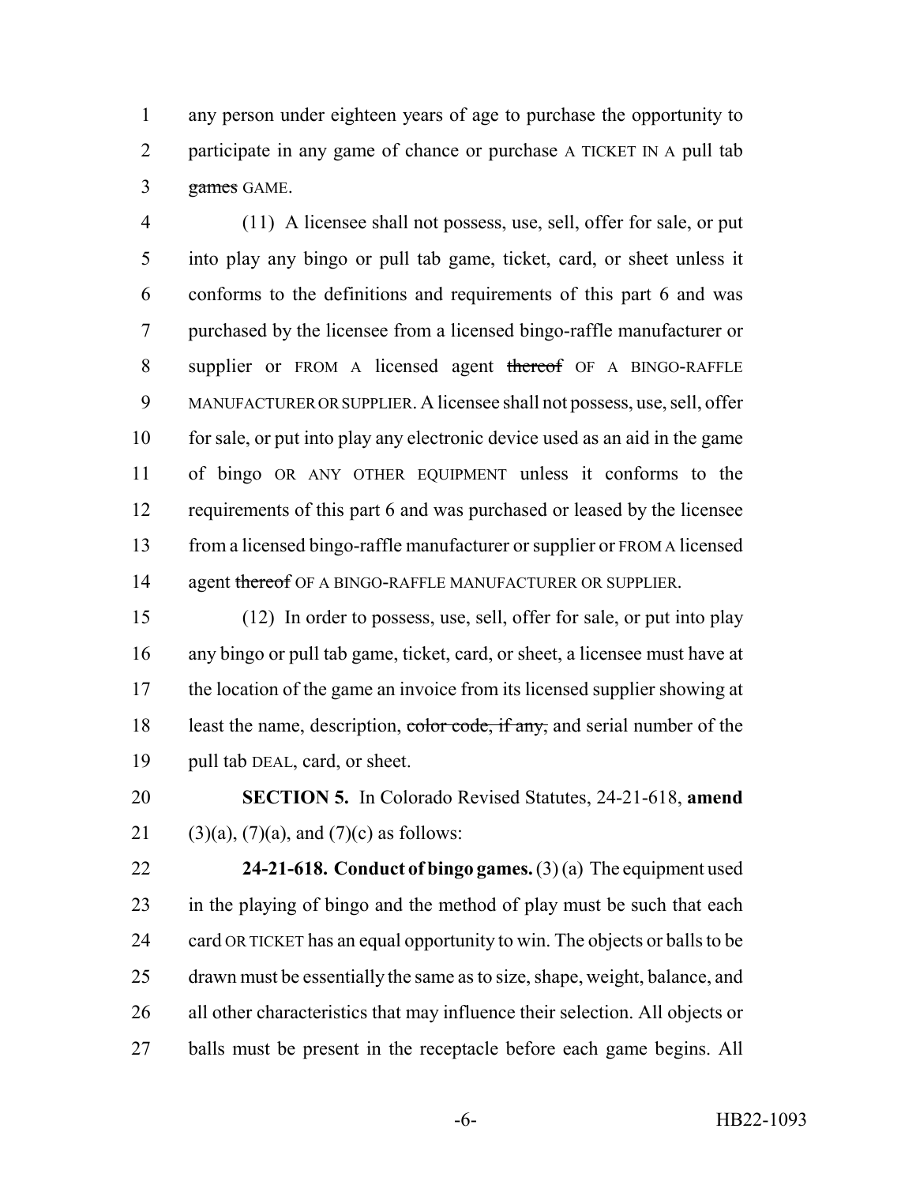any person under eighteen years of age to purchase the opportunity to participate in any game of chance or purchase A TICKET IN A pull tab ~~games~~ GAME.

(11) A licensee shall not possess, use, sell, offer for sale, or put into play any bingo or pull tab game, ticket, card, or sheet unless it conforms to the definitions and requirements of this part 6 and was purchased by the licensee from a licensed bingo-raffle manufacturer or supplier or FROM A licensed agent ~~thereof~~ OF A BINGO-RAFFLE MANUFACTURER OR SUPPLIER. A licensee shall not possess, use, sell, offer for sale, or put into play any electronic device used as an aid in the game of bingo OR ANY OTHER EQUIPMENT unless it conforms to the requirements of this part 6 and was purchased or leased by the licensee from a licensed bingo-raffle manufacturer or supplier or FROM A licensed agent ~~thereof~~ OF A BINGO-RAFFLE MANUFACTURER OR SUPPLIER.

(12) In order to possess, use, sell, offer for sale, or put into play any bingo or pull tab game, ticket, card, or sheet, a licensee must have at the location of the game an invoice from its licensed supplier showing at least the name, description, ~~color code, if any,~~ and serial number of the pull tab DEAL, card, or sheet.

**SECTION 5.** In Colorado Revised Statutes, 24-21-618, **amend** (3)(a), (7)(a), and (7)(c) as follows:

**24-21-618. Conduct of bingo games.** (3) (a) The equipment used in the playing of bingo and the method of play must be such that each card OR TICKET has an equal opportunity to win. The objects or balls to be drawn must be essentially the same as to size, shape, weight, balance, and all other characteristics that may influence their selection. All objects or balls must be present in the receptacle before each game begins. All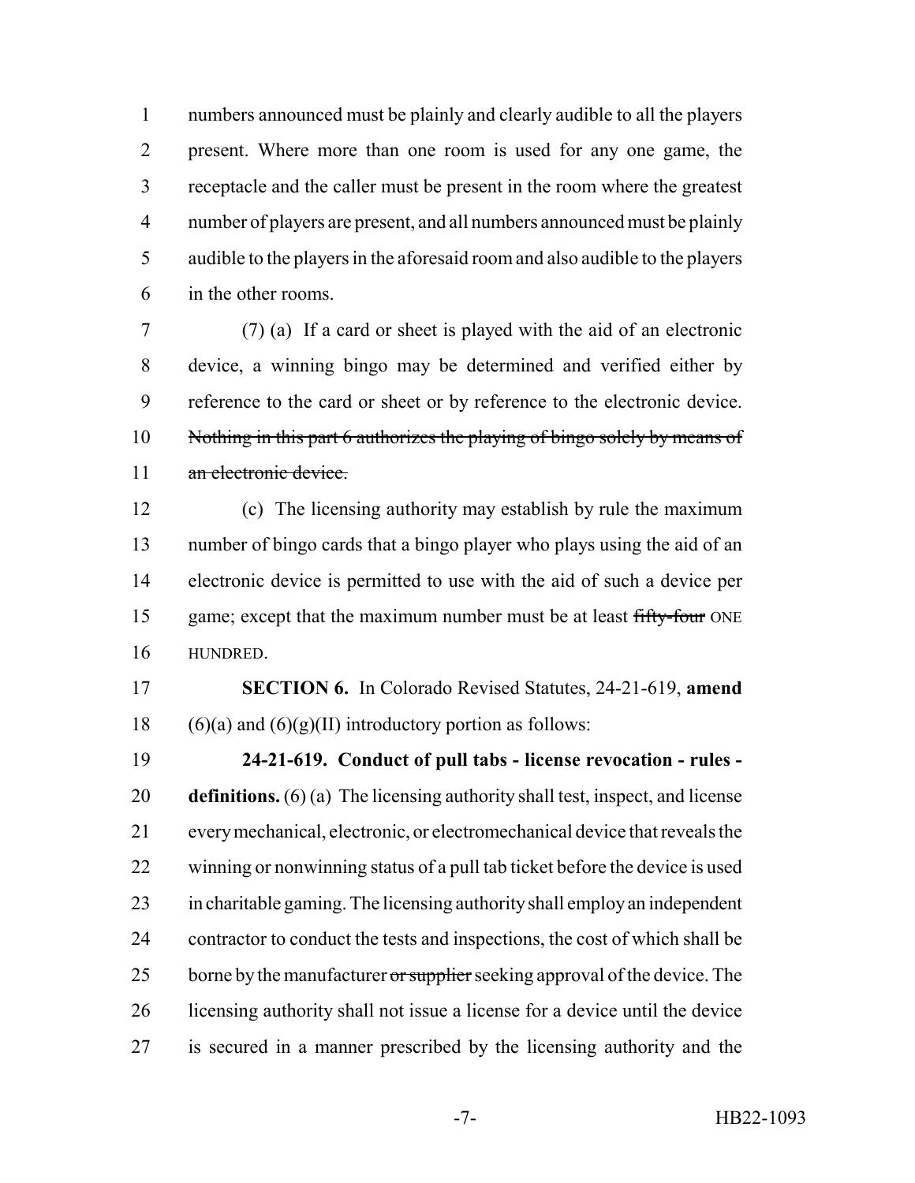numbers announced must be plainly and clearly audible to all the players present. Where more than one room is used for any one game, the receptacle and the caller must be present in the room where the greatest number of players are present, and all numbers announced must be plainly audible to the players in the aforesaid room and also audible to the players in the other rooms.

(7) (a) If a card or sheet is played with the aid of an electronic device, a winning bingo may be determined and verified either by reference to the card or sheet or by reference to the electronic device. ~~Nothing in this part 6 authorizes the playing of bingo solely by means of an electronic device.~~

(c) The licensing authority may establish by rule the maximum number of bingo cards that a bingo player who plays using the aid of an electronic device is permitted to use with the aid of such a device per game; except that the maximum number must be at least ~~fifty-four~~ ONE HUNDRED.

**SECTION 6.** In Colorado Revised Statutes, 24-21-619, **amend** (6)(a) and (6)(g)(II) introductory portion as follows:

**24-21-619. Conduct of pull tabs - license revocation - rules - definitions.** (6) (a) The licensing authority shall test, inspect, and license every mechanical, electronic, or electromechanical device that reveals the winning or nonwinning status of a pull tab ticket before the device is used in charitable gaming. The licensing authority shall employ an independent contractor to conduct the tests and inspections, the cost of which shall be borne by the manufacturer ~~or supplier~~ seeking approval of the device. The licensing authority shall not issue a license for a device until the device is secured in a manner prescribed by the licensing authority and the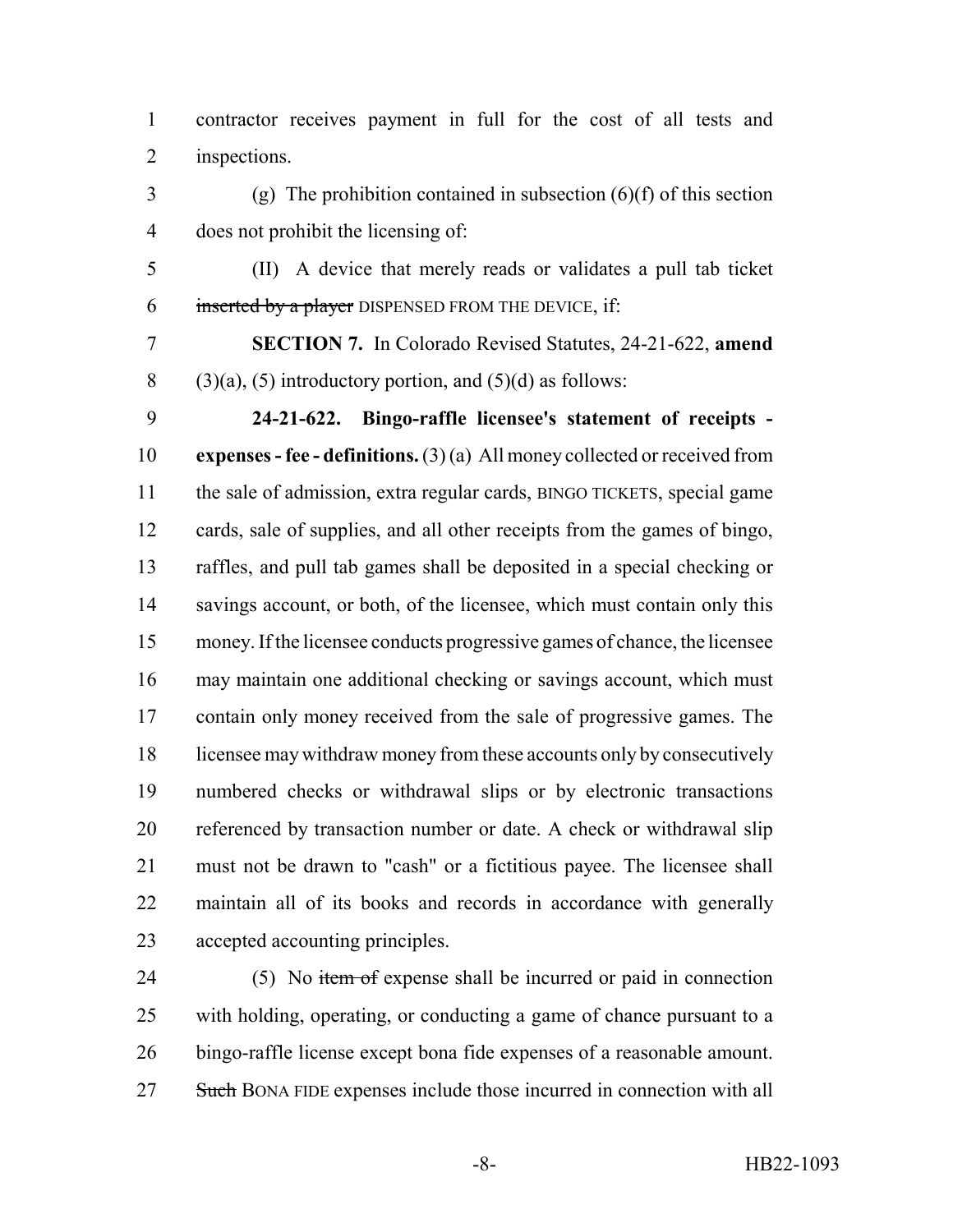contractor receives payment in full for the cost of all tests and inspections.

(g) The prohibition contained in subsection (6)(f) of this section does not prohibit the licensing of:

(II) A device that merely reads or validates a pull tab ticket ~~inserted by a player~~ DISPENSED FROM THE DEVICE, if:

**SECTION 7.** In Colorado Revised Statutes, 24-21-622, **amend** (3)(a), (5) introductory portion, and (5)(d) as follows:

**24-21-622. Bingo-raffle licensee's statement of receipts - expenses - fee - definitions.** (3) (a) All money collected or received from the sale of admission, extra regular cards, BINGO TICKETS, special game cards, sale of supplies, and all other receipts from the games of bingo, raffles, and pull tab games shall be deposited in a special checking or savings account, or both, of the licensee, which must contain only this money. If the licensee conducts progressive games of chance, the licensee may maintain one additional checking or savings account, which must contain only money received from the sale of progressive games. The licensee may withdraw money from these accounts only by consecutively numbered checks or withdrawal slips or by electronic transactions referenced by transaction number or date. A check or withdrawal slip must not be drawn to "cash" or a fictitious payee. The licensee shall maintain all of its books and records in accordance with generally accepted accounting principles.

(5) No ~~item of~~ expense shall be incurred or paid in connection with holding, operating, or conducting a game of chance pursuant to a bingo-raffle license except bona fide expenses of a reasonable amount. ~~Such~~ BONA FIDE expenses include those incurred in connection with all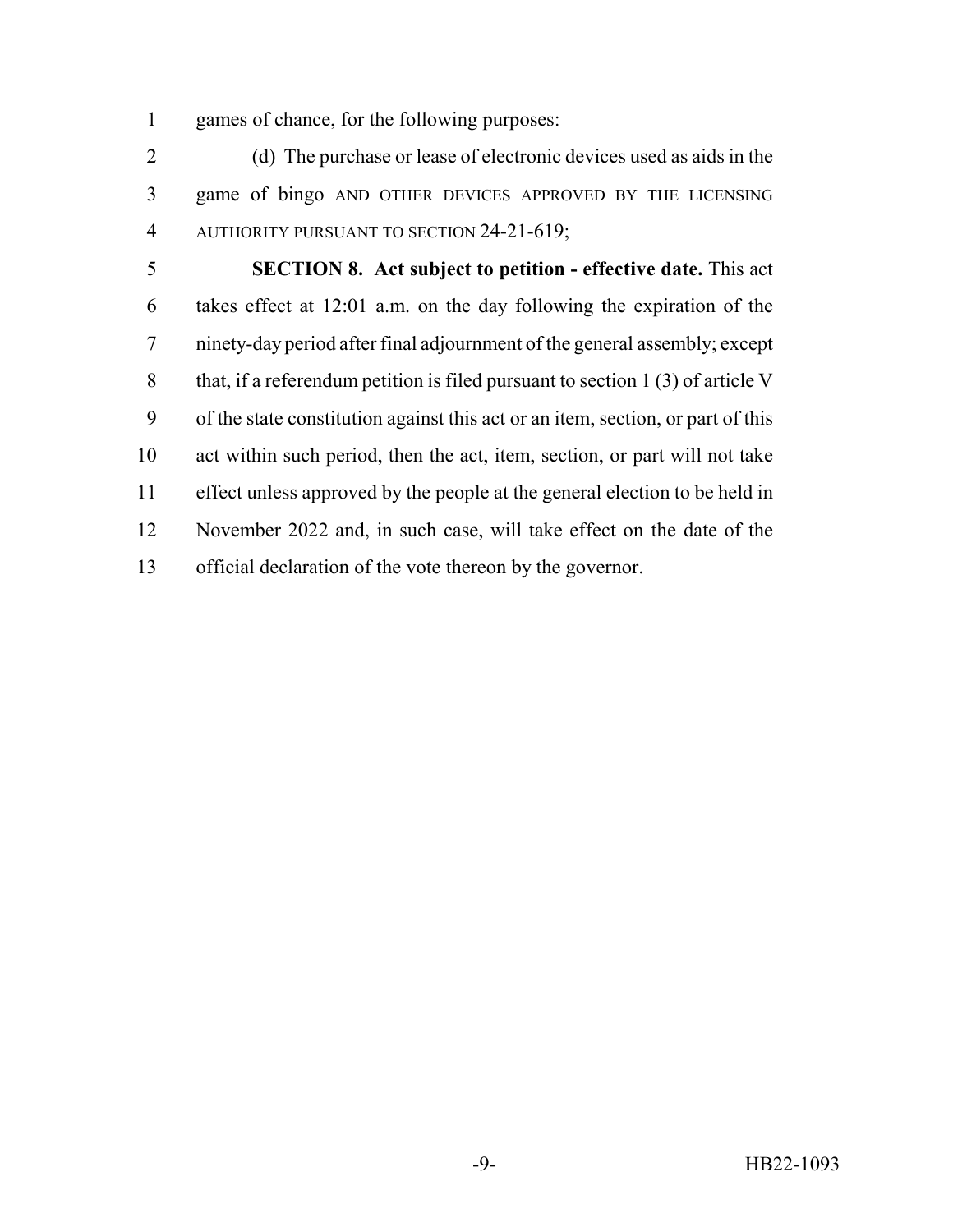games of chance, for the following purposes:

(d) The purchase or lease of electronic devices used as aids in the game of bingo AND OTHER DEVICES APPROVED BY THE LICENSING AUTHORITY PURSUANT TO SECTION 24-21-619;

**SECTION 8. Act subject to petition - effective date.** This act takes effect at 12:01 a.m. on the day following the expiration of the ninety-day period after final adjournment of the general assembly; except that, if a referendum petition is filed pursuant to section 1 (3) of article V of the state constitution against this act or an item, section, or part of this act within such period, then the act, item, section, or part will not take effect unless approved by the people at the general election to be held in November 2022 and, in such case, will take effect on the date of the official declaration of the vote thereon by the governor.